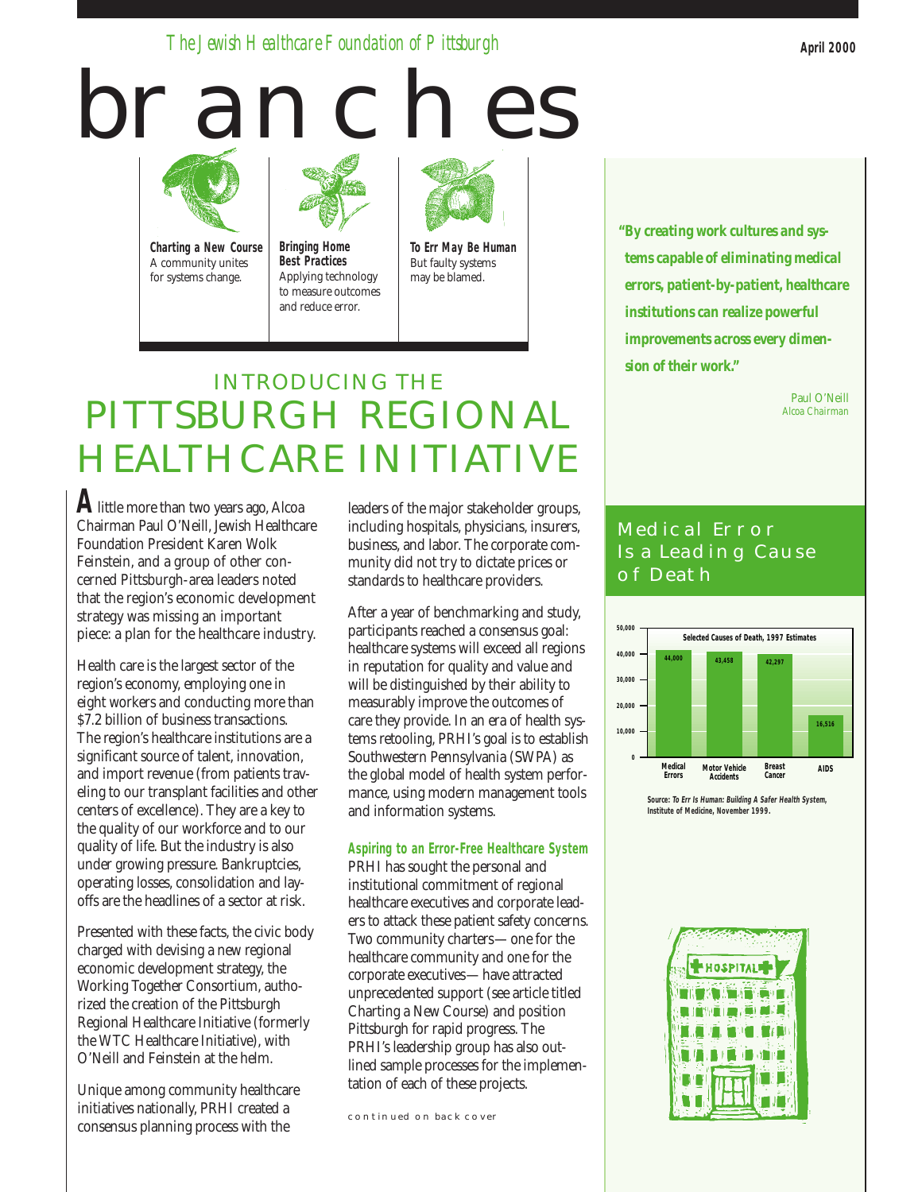*The Jewish Healthcare Foundation of Pittsburgh*

**April 2000**

# branches

**Charting a New Course**
A community unites for systems change.

**Bringing Home Best Practices**
Applying technology to measure outcomes and reduce error.

**To Err May Be Human**
But faulty systems may be blamed.

## INTRODUCING THE PITTSBURGH REGIONAL HEALTHCARE INITIATIVE

A little more than two years ago, Alcoa Chairman Paul O'Neill, Jewish Healthcare Foundation President Karen Wolk Feinstein, and a group of other concerned Pittsburgh-area leaders noted that the region's economic development strategy was missing an important piece: a plan for the healthcare industry.

Health care is the largest sector of the region's economy, employing one in eight workers and conducting more than $7.2 billion of business transactions. The region's healthcare institutions are a significant source of talent, innovation, and import revenue (from patients traveling to our transplant facilities and other centers of excellence). They are a key to the quality of our workforce and to our quality of life. But the industry is also under growing pressure. Bankruptcies, operating losses, consolidation and layoffs are the headlines of a sector at risk.

Presented with these facts, the civic body charged with devising a new regional economic development strategy, the Working Together Consortium, authorized the creation of the Pittsburgh Regional Healthcare Initiative (formerly the WTC Healthcare Initiative), with O'Neill and Feinstein at the helm.

Unique among community healthcare initiatives nationally, PRHI created a consensus planning process with the leaders of the major stakeholder groups, including hospitals, physicians, insurers, business, and labor. The corporate community did not try to dictate prices or standards to healthcare providers.

After a year of benchmarking and study, participants reached a consensus goal: healthcare systems will exceed all regions in reputation for quality and value and will be distinguished by their ability to measurably improve the outcomes of care they provide. In an era of health systems retooling, PRHI's goal is to establish Southwestern Pennsylvania (SWPA) as the global model of health system performance, using modern management tools and information systems.

### Aspiring to an Error-Free Healthcare System

PRHI has sought the personal and institutional commitment of regional healthcare executives and corporate leaders to attack these patient safety concerns. Two community charters—one for the healthcare community and one for the corporate executives—have attracted unprecedented support (see article titled Charting a New Course) and position Pittsburgh for rapid progress. The PRHI's leadership group has also outlined sample processes for the implementation of each of these projects.

continued on back cover

**"By creating work cultures and systems capable of eliminating medical errors, patient-by-patient, healthcare institutions can realize powerful improvements across every dimension of their work."**

*Paul O'Neill*
*Alcoa Chairman*

## Medical Error Is a Leading Cause of Death

**Selected Causes of Death, 1997 Estimates**

| Cause | Deaths |
|---|---|
| Medical Errors | 44,000 |
| Motor Vehicle Accidents | 43,458 |
| Breast Cancer | 42,297 |
| AIDS | 16,516 |

Source: *To Err Is Human: Building A Safer Health System*, Institute of Medicine, November 1999.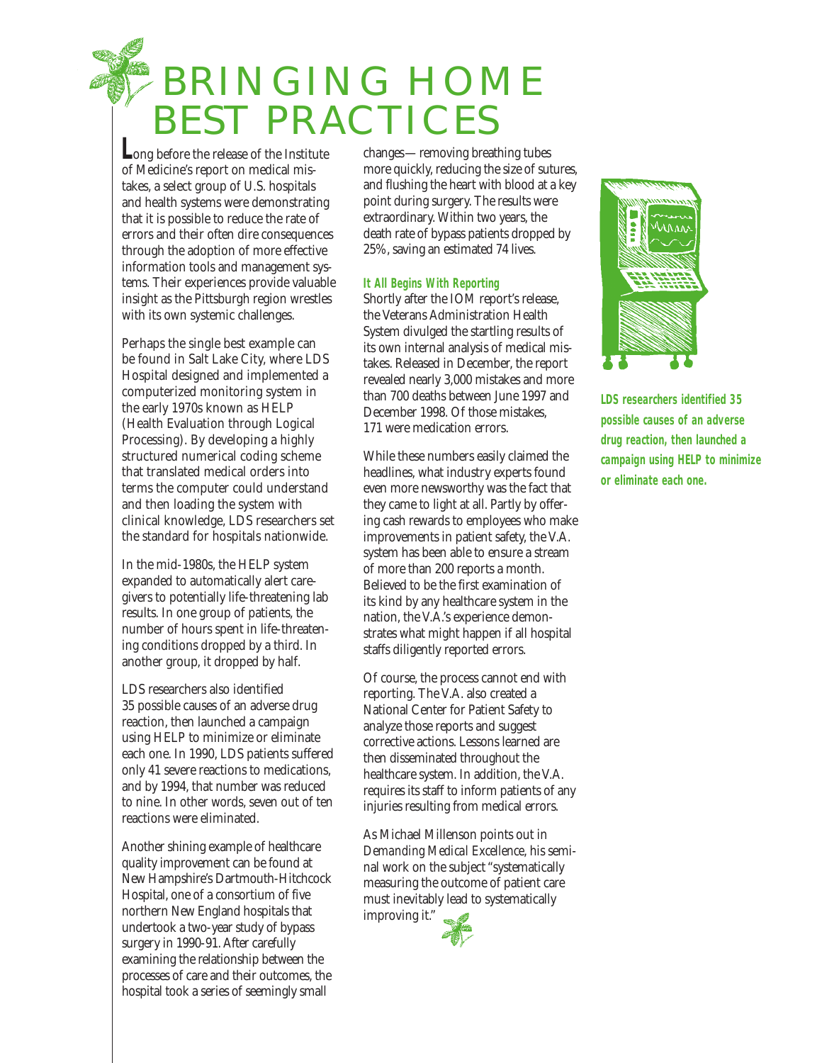# BRINGING HOME BEST PRACTICES

Long before the release of the Institute of Medicine's report on medical mistakes, a select group of U.S. hospitals and health systems were demonstrating that it is possible to reduce the rate of errors and their often dire consequences through the adoption of more effective information tools and management systems. Their experiences provide valuable insight as the Pittsburgh region wrestles with its own systemic challenges.

Perhaps the single best example can be found in Salt Lake City, where LDS Hospital designed and implemented a computerized monitoring system in the early 1970s known as HELP (Health Evaluation through Logical Processing). By developing a highly structured numerical coding scheme that translated medical orders into terms the computer could understand and then loading the system with clinical knowledge, LDS researchers set the standard for hospitals nationwide.

In the mid-1980s, the HELP system expanded to automatically alert caregivers to potentially life-threatening lab results. In one group of patients, the number of hours spent in life-threatening conditions dropped by a third. In another group, it dropped by half.

LDS researchers also identified 35 possible causes of an adverse drug reaction, then launched a campaign using HELP to minimize or eliminate each one. In 1990, LDS patients suffered only 41 severe reactions to medications, and by 1994, that number was reduced to nine. In other words, seven out of ten reactions were eliminated.

Another shining example of healthcare quality improvement can be found at New Hampshire's Dartmouth-Hitchcock Hospital, one of a consortium of five northern New England hospitals that undertook a two-year study of bypass surgery in 1990-91. After carefully examining the relationship between the processes of care and their outcomes, the hospital took a series of seemingly small changes—removing breathing tubes more quickly, reducing the size of sutures, and flushing the heart with blood at a key point during surgery. The results were extraordinary. Within two years, the death rate of bypass patients dropped by 25%, saving an estimated 74 lives.

### It All Begins With Reporting

Shortly after the IOM report's release, the Veterans Administration Health System divulged the startling results of its own internal analysis of medical mistakes. Released in December, the report revealed nearly 3,000 mistakes and more than 700 deaths between June 1997 and December 1998. Of those mistakes, 171 were medication errors.

While these numbers easily claimed the headlines, what industry experts found even more newsworthy was the fact that they came to light at all. Partly by offering cash rewards to employees who make improvements in patient safety, the V.A. system has been able to ensure a stream of more than 200 reports a month. Believed to be the first examination of its kind by any healthcare system in the nation, the V.A.'s experience demonstrates what might happen if all hospital staffs diligently reported errors.

Of course, the process cannot end with reporting. The V.A. also created a National Center for Patient Safety to analyze those reports and suggest corrective actions. Lessons learned are then disseminated throughout the healthcare system. In addition, the V.A. requires its staff to inform patients of any injuries resulting from medical errors.

As Michael Millenson points out in *Demanding Medical Excellence*, his seminal work on the subject "systematically measuring the outcome of patient care must inevitably lead to systematically improving it."

**LDS researchers identified 35 possible causes of an adverse drug reaction, then launched a campaign using HELP to minimize or eliminate each one.**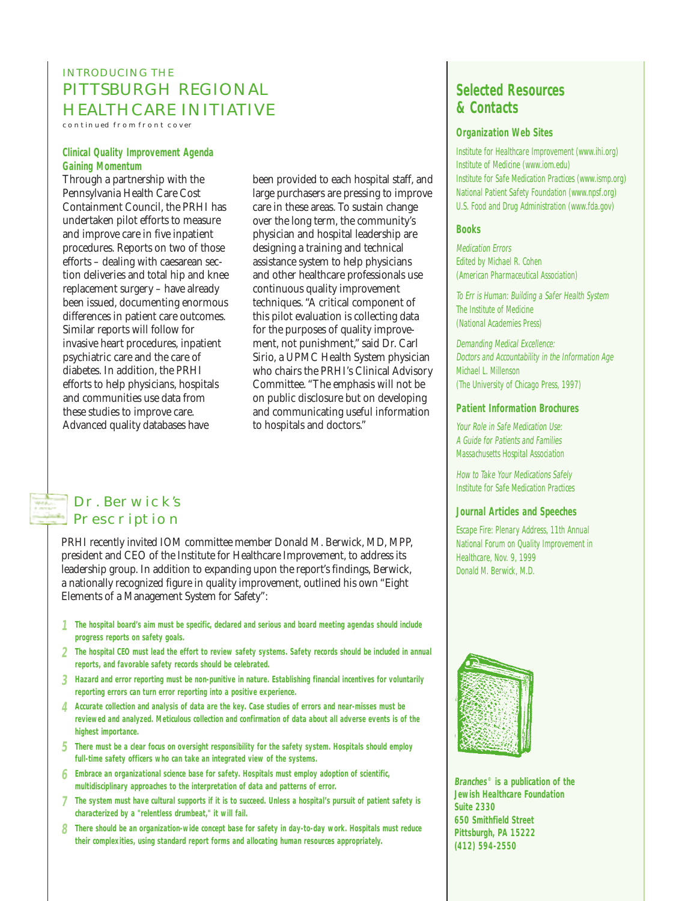## INTRODUCING THE PITTSBURGH REGIONAL HEALTHCARE INITIATIVE

*continued from front cover*

### Clinical Quality Improvement Agenda Gaining Momentum

Through a partnership with the Pennsylvania Health Care Cost Containment Council, the PRHI has undertaken pilot efforts to measure and improve care in five inpatient procedures. Reports on two of those efforts – dealing with caesarean section deliveries and total hip and knee replacement surgery – have already been issued, documenting enormous differences in patient care outcomes. Similar reports will follow for invasive heart procedures, inpatient psychiatric care and the care of diabetes. In addition, the PRHI efforts to help physicians, hospitals and communities use data from these studies to improve care. Advanced quality databases have been provided to each hospital staff, and large purchasers are pressing to improve care in these areas. To sustain change over the long term, the community's physician and hospital leadership are designing a training and technical assistance system to help physicians and other healthcare professionals use continuous quality improvement techniques. "A critical component of this pilot evaluation is collecting data for the purposes of quality improvement, not punishment," said Dr. Carl Sirio, a UPMC Health System physician who chairs the PRHI's Clinical Advisory Committee. "The emphasis will not be on public disclosure but on developing and communicating useful information to hospitals and doctors."

## Dr. Berwick's Prescription

PRHI recently invited IOM committee member Donald M. Berwick, MD, MPP, president and CEO of the Institute for Healthcare Improvement, to address its leadership group. In addition to expanding upon the report's findings, Berwick, a nationally recognized figure in quality improvement, outlined his own "Eight Elements of a Management System for Safety":

1. **The hospital board's aim must be specific, declared and serious and board meeting agendas should include progress reports on safety goals.**
2. **The hospital CEO must lead the effort to review safety systems. Safety records should be included in annual reports, and favorable safety records should be celebrated.**
3. **Hazard and error reporting must be non-punitive in nature. Establishing financial incentives for voluntarily reporting errors can turn error reporting into a positive experience.**
4. **Accurate collection and analysis of data are the key. Case studies of errors and near-misses must be reviewed and analyzed. Meticulous collection and confirmation of data about all adverse events is of the highest importance.**
5. **There must be a clear focus on oversight responsibility for the safety system. Hospitals should employ full-time safety officers who can take an integrated view of the systems.**
6. **Embrace an organizational science base for safety. Hospitals must employ adoption of scientific, multidisciplinary approaches to the interpretation of data and patterns of error.**
7. **The system must have cultural supports if it is to succeed. Unless a hospital's pursuit of patient safety is characterized by a "relentless drumbeat," it will fail.**
8. **There should be an organization-wide concept base for safety in day-to-day work. Hospitals must reduce their complexities, using standard report forms and allocating human resources appropriately.**

## Selected Resources & Contacts

### Organization Web Sites

Institute for Healthcare Improvement (www.ihi.org)
Institute of Medicine (www.iom.edu)
Institute for Safe Medication Practices (www.ismp.org)
National Patient Safety Foundation (www.npsf.org)
U.S. Food and Drug Administration (www.fda.gov)

### Books

*Medication Errors*
Edited by Michael R. Cohen
(American Pharmaceutical Association)

*To Err is Human: Building a Safer Health System*
The Institute of Medicine
(National Academies Press)

*Demanding Medical Excellence: Doctors and Accountability in the Information Age*
Michael L. Millenson
(The University of Chicago Press, 1997)

### Patient Information Brochures

*Your Role in Safe Medication Use: A Guide for Patients and Families*
Massachusetts Hospital Association

*How to Take Your Medications Safely*
Institute for Safe Medication Practices

### Journal Articles and Speeches

Escape Fire: Plenary Address, 11th Annual National Forum on Quality Improvement in Healthcare, Nov. 9, 1999
Donald M. Berwick, M.D.

**_Branches_© is a publication of the Jewish Healthcare Foundation**
**Suite 2330**
**650 Smithfield Street**
**Pittsburgh, PA 15222**
**(412) 594-2550**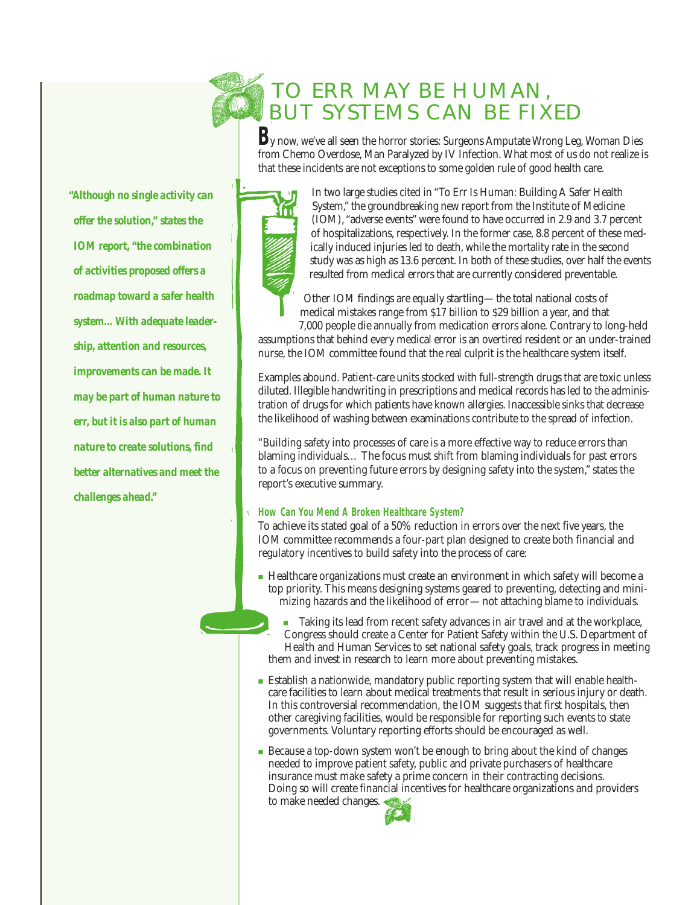# TO ERR MAY BE HUMAN, BUT SYSTEMS CAN BE FIXED

By now, we've all seen the horror stories: Surgeons Amputate Wrong Leg, Woman Dies from Chemo Overdose, Man Paralyzed by IV Infection. What most of us do not realize is that these incidents are not exceptions to some golden rule of good health care.

In two large studies cited in "To Err Is Human: Building A Safer Health System," the groundbreaking new report from the Institute of Medicine (IOM), "adverse events" were found to have occurred in 2.9 and 3.7 percent of hospitalizations, respectively. In the former case, 8.8 percent of these medically induced injuries led to death, while the mortality rate in the second study was as high as 13.6 percent. In both of these studies, over half the events resulted from medical errors that are currently considered preventable.

Other IOM findings are equally startling—the total national costs of medical mistakes range from $17 billion to $29 billion a year, and that 7,000 people die annually from medication errors alone. Contrary to long-held assumptions that behind every medical error is an overtired resident or an under-trained nurse, the IOM committee found that the real culprit is the healthcare system itself.

Examples abound. Patient-care units stocked with full-strength drugs that are toxic unless diluted. Illegible handwriting in prescriptions and medical records has led to the administration of drugs for which patients have known allergies. Inaccessible sinks that decrease the likelihood of washing between examinations contribute to the spread of infection.

"Building safety into processes of care is a more effective way to reduce errors than blaming individuals… The focus must shift from blaming individuals for past errors to a focus on preventing future errors by designing safety into the system," states the report's executive summary.

*"Although no single activity can offer the solution," states the IOM report, "the combination of activities proposed offers a roadmap toward a safer health system… With adequate leadership, attention and resources, improvements can be made. It may be part of human nature to err, but it is also part of human nature to create solutions, find better alternatives and meet the challenges ahead."*

### How Can You Mend A Broken Healthcare System?

To achieve its stated goal of a 50% reduction in errors over the next five years, the IOM committee recommends a four-part plan designed to create both financial and regulatory incentives to build safety into the process of care:

- Healthcare organizations must create an environment in which safety will become a top priority. This means designing systems geared to preventing, detecting and minimizing hazards and the likelihood of error—not attaching blame to individuals.
- Taking its lead from recent safety advances in air travel and at the workplace, Congress should create a Center for Patient Safety within the U.S. Department of Health and Human Services to set national safety goals, track progress in meeting them and invest in research to learn more about preventing mistakes.
- Establish a nationwide, mandatory public reporting system that will enable healthcare facilities to learn about medical treatments that result in serious injury or death. In this controversial recommendation, the IOM suggests that first hospitals, then other caregiving facilities, would be responsible for reporting such events to state governments. Voluntary reporting efforts should be encouraged as well.
- Because a top-down system won't be enough to bring about the kind of changes needed to improve patient safety, public and private purchasers of healthcare insurance must make safety a prime concern in their contracting decisions. Doing so will create financial incentives for healthcare organizations and providers to make needed changes.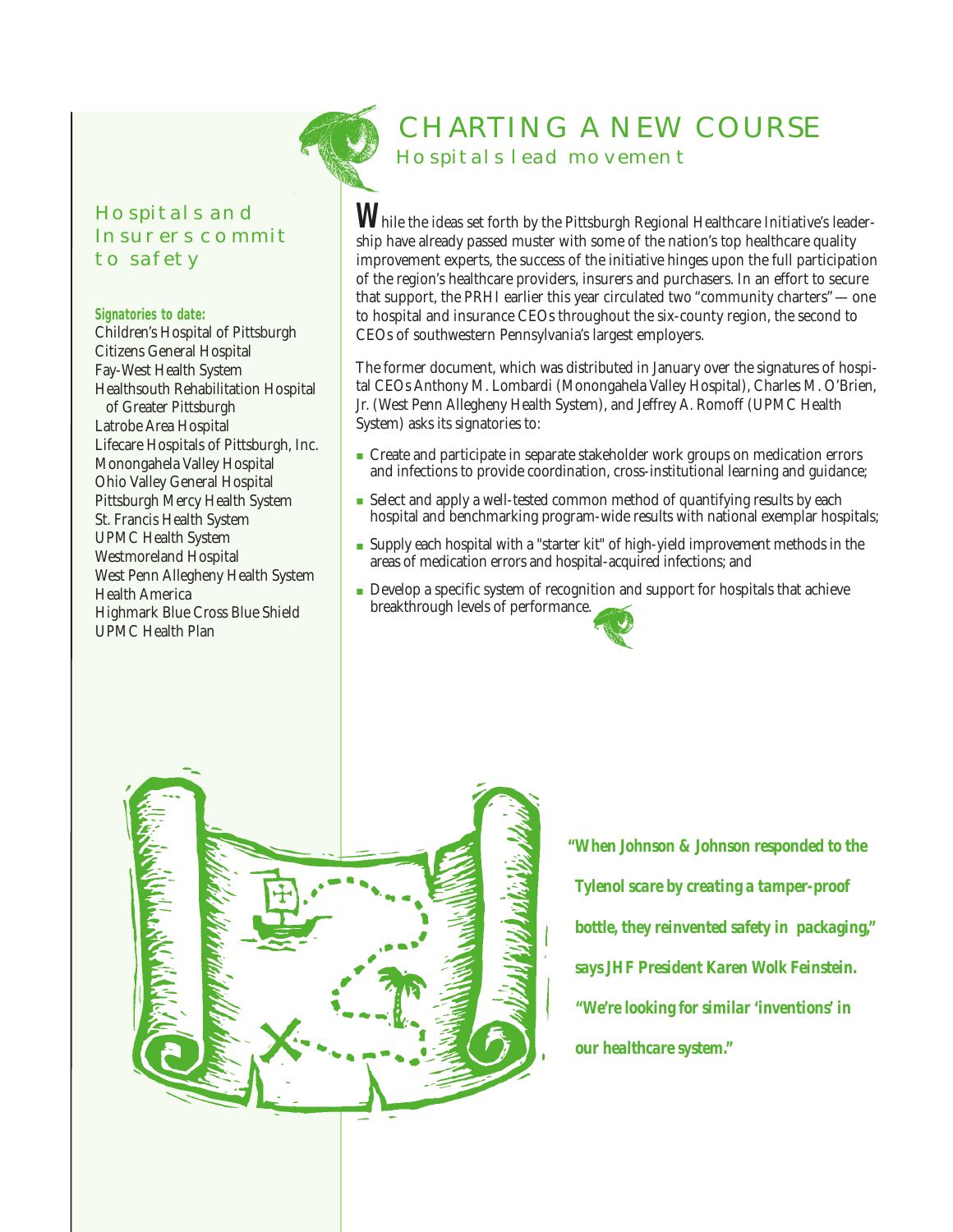# CHARTING A NEW COURSE

## Hospitals lead movement

While the ideas set forth by the Pittsburgh Regional Healthcare Initiative's leadership have already passed muster with some of the nation's top healthcare quality improvement experts, the success of the initiative hinges upon the full participation of the region's healthcare providers, insurers and purchasers. In an effort to secure that support, the PRHI earlier this year circulated two "community charters" — one to hospital and insurance CEOs throughout the six-county region, the second to CEOs of southwestern Pennsylvania's largest employers.

The former document, which was distributed in January over the signatures of hospital CEOs Anthony M. Lombardi (Monongahela Valley Hospital), Charles M. O'Brien, Jr. (West Penn Allegheny Health System), and Jeffrey A. Romoff (UPMC Health System) asks its signatories to:

- Create and participate in separate stakeholder work groups on medication errors and infections to provide coordination, cross-institutional learning and guidance;
- Select and apply a well-tested common method of quantifying results by each hospital and benchmarking program-wide results with national exemplar hospitals;
- Supply each hospital with a "starter kit" of high-yield improvement methods in the areas of medication errors and hospital-acquired infections; and
- Develop a specific system of recognition and support for hospitals that achieve breakthrough levels of performance.

## Hospitals and Insurers commit to safety

**Signatories to date:**

Children's Hospital of Pittsburgh
Citizens General Hospital
Fay-West Health System
Healthsouth Rehabilitation Hospital of Greater Pittsburgh
Latrobe Area Hospital
Lifecare Hospitals of Pittsburgh, Inc.
Monongahela Valley Hospital
Ohio Valley General Hospital
Pittsburgh Mercy Health System
St. Francis Health System
UPMC Health System
Westmoreland Hospital
West Penn Allegheny Health System
Health America
Highmark Blue Cross Blue Shield
UPMC Health Plan

***"When Johnson & Johnson responded to the Tylenol scare by creating a tamper-proof bottle, they reinvented safety in packaging," says JHF President Karen Wolk Feinstein. "We're looking for similar 'inventions' in our healthcare system."***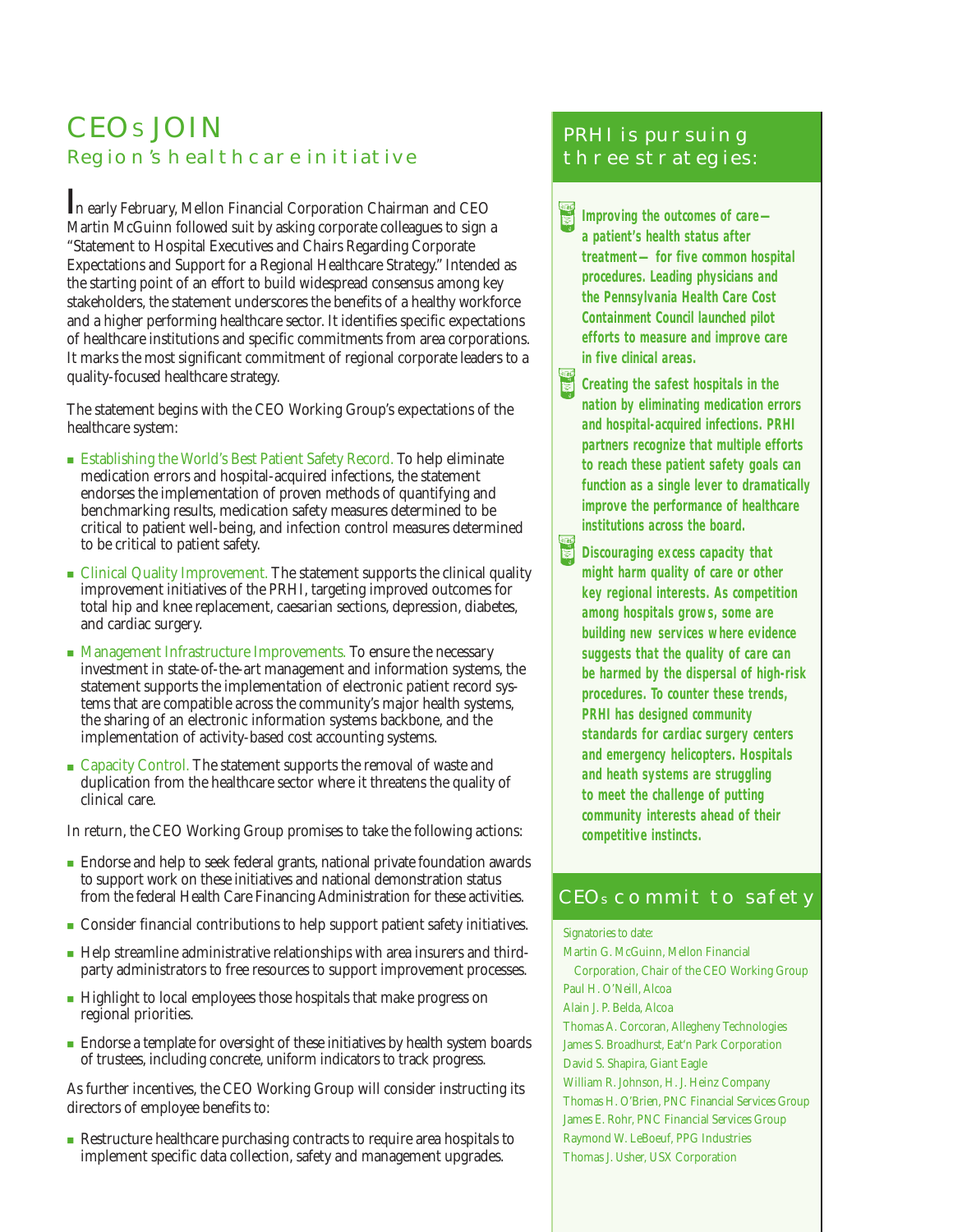# CEOs JOIN

## Region's healthcare initiative

In early February, Mellon Financial Corporation Chairman and CEO Martin McGuinn followed suit by asking corporate colleagues to sign a "Statement to Hospital Executives and Chairs Regarding Corporate Expectations and Support for a Regional Healthcare Strategy." Intended as the starting point of an effort to build widespread consensus among key stakeholders, the statement underscores the benefits of a healthy workforce and a higher performing healthcare sector. It identifies specific expectations of healthcare institutions and specific commitments from area corporations. It marks the most significant commitment of regional corporate leaders to a quality-focused healthcare strategy.

The statement begins with the CEO Working Group's expectations of the healthcare system:

- Establishing the World's Best Patient Safety Record. To help eliminate medication errors and hospital-acquired infections, the statement endorses the implementation of proven methods of quantifying and benchmarking results, medication safety measures determined to be critical to patient well-being, and infection control measures determined to be critical to patient safety.
- Clinical Quality Improvement. The statement supports the clinical quality improvement initiatives of the PRHI, targeting improved outcomes for total hip and knee replacement, caesarian sections, depression, diabetes, and cardiac surgery.
- Management Infrastructure Improvements. To ensure the necessary investment in state-of-the-art management and information systems, the statement supports the implementation of electronic patient record systems that are compatible across the community's major health systems, the sharing of an electronic information systems backbone, and the implementation of activity-based cost accounting systems.
- Capacity Control. The statement supports the removal of waste and duplication from the healthcare sector where it threatens the quality of clinical care.

In return, the CEO Working Group promises to take the following actions:

- Endorse and help to seek federal grants, national private foundation awards to support work on these initiatives and national demonstration status from the federal Health Care Financing Administration for these activities.
- Consider financial contributions to help support patient safety initiatives.
- Help streamline administrative relationships with area insurers and third-party administrators to free resources to support improvement processes.
- Highlight to local employees those hospitals that make progress on regional priorities.
- Endorse a template for oversight of these initiatives by health system boards of trustees, including concrete, uniform indicators to track progress.

As further incentives, the CEO Working Group will consider instructing its directors of employee benefits to:

- Restructure healthcare purchasing contracts to require area hospitals to implement specific data collection, safety and management upgrades.

## PRHI is pursuing three strategies:

- **Improving the outcomes of care— a patient's health status after treatment— for five common hospital procedures. Leading physicians and the Pennsylvania Health Care Cost Containment Council launched pilot efforts to measure and improve care in five clinical areas.**
- **Creating the safest hospitals in the nation by eliminating medication errors and hospital-acquired infections. PRHI partners recognize that multiple efforts to reach these patient safety goals can function as a single lever to dramatically improve the performance of healthcare institutions across the board.**
- **Discouraging excess capacity that might harm quality of care or other key regional interests. As competition among hospitals grows, some are building new services where evidence suggests that the quality of care can be harmed by the dispersal of high-risk procedures. To counter these trends, PRHI has designed community standards for cardiac surgery centers and emergency helicopters. Hospitals and heath systems are struggling to meet the challenge of putting community interests ahead of their competitive instincts.**

## CEOs commit to safety

Signatories to date:

Martin G. McGuinn, Mellon Financial Corporation, Chair of the CEO Working Group
Paul H. O'Neill, Alcoa
Alain J. P. Belda, Alcoa
Thomas A. Corcoran, Allegheny Technologies
James S. Broadhurst, Eat'n Park Corporation
David S. Shapira, Giant Eagle
William R. Johnson, H. J. Heinz Company
Thomas H. O'Brien, PNC Financial Services Group
James E. Rohr, PNC Financial Services Group
Raymond W. LeBoeuf, PPG Industries
Thomas J. Usher, USX Corporation